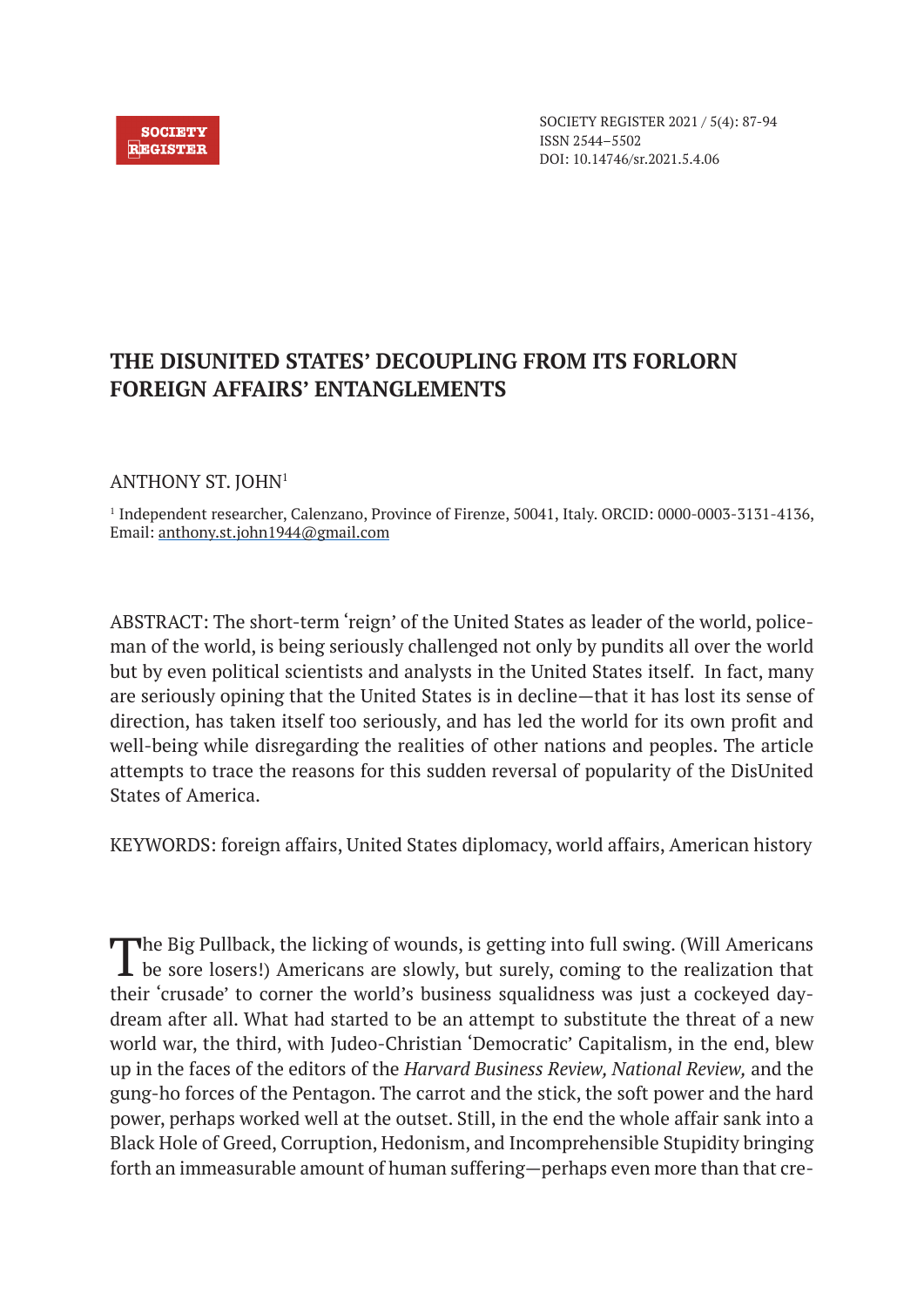# THE DISUNITED STATES' DECOUPLING FROM ITS FORLORN FOREIGN AFFAIRS' ENTANGLEMENTS

ANTHONY ST. JOHN[1]

[1] Independent researcher, Calenzano, Province of Firenze, 50041, Italy. ORCID: 0000-0003-3131-4136, Email: anthony.st.john1944@gmail.com

ABSTRACT: The short-term 'reign' of the United States as leader of the world, policeman of the world, is being seriously challenged not only by pundits all over the world but by even political scientists and analysts in the United States itself. In fact, many are seriously opining that the United States is in decline—that it has lost its sense of direction, has taken itself too seriously, and has led the world for its own profit and well-being while disregarding the realities of other nations and peoples. The article attempts to trace the reasons for this sudden reversal of popularity of the DisUnited States of America.

KEYWORDS: foreign affairs, United States diplomacy, world affairs, American history

The Big Pullback, the licking of wounds, is getting into full swing. (Will Americans be sore losers!) Americans are slowly, but surely, coming to the realization that their 'crusade' to corner the world's business squalidness was just a cockeyed daydream after all. What had started to be an attempt to substitute the threat of a new world war, the third, with Judeo-Christian 'Democratic' Capitalism, in the end, blew up in the faces of the editors of the *Harvard Business Review, National Review,* and the gung-ho forces of the Pentagon. The carrot and the stick, the soft power and the hard power, perhaps worked well at the outset. Still, in the end the whole affair sank into a Black Hole of Greed, Corruption, Hedonism, and Incomprehensible Stupidity bringing forth an immeasurable amount of human suffering—perhaps even more than that cre-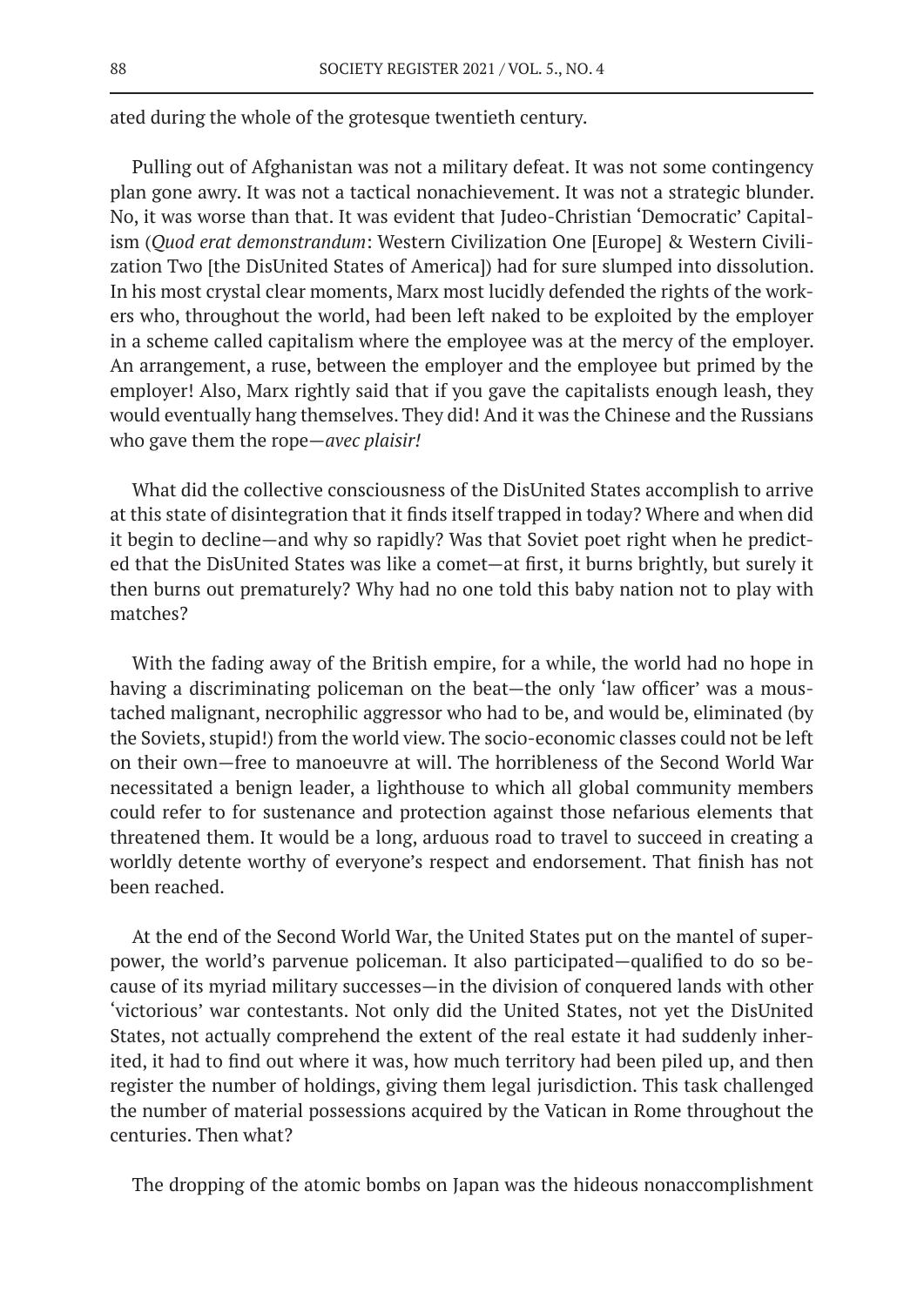ated during the whole of the grotesque twentieth century.

Pulling out of Afghanistan was not a military defeat. It was not some contingency plan gone awry. It was not a tactical nonachievement. It was not a strategic blunder. No, it was worse than that. It was evident that Judeo-Christian 'Democratic' Capitalism (*Quod erat demonstrandum*: Western Civilization One [Europe] & Western Civilization Two [the DisUnited States of America]) had for sure slumped into dissolution. In his most crystal clear moments, Marx most lucidly defended the rights of the workers who, throughout the world, had been left naked to be exploited by the employer in a scheme called capitalism where the employee was at the mercy of the employer. An arrangement, a ruse, between the employer and the employee but primed by the employer! Also, Marx rightly said that if you gave the capitalists enough leash, they would eventually hang themselves. They did! And it was the Chinese and the Russians who gave them the rope—*avec plaisir!*

What did the collective consciousness of the DisUnited States accomplish to arrive at this state of disintegration that it finds itself trapped in today? Where and when did it begin to decline—and why so rapidly? Was that Soviet poet right when he predicted that the DisUnited States was like a comet—at first, it burns brightly, but surely it then burns out prematurely? Why had no one told this baby nation not to play with matches?

With the fading away of the British empire, for a while, the world had no hope in having a discriminating policeman on the beat—the only 'law officer' was a moustached malignant, necrophilic aggressor who had to be, and would be, eliminated (by the Soviets, stupid!) from the world view. The socio-economic classes could not be left on their own—free to manoeuvre at will. The horribleness of the Second World War necessitated a benign leader, a lighthouse to which all global community members could refer to for sustenance and protection against those nefarious elements that threatened them. It would be a long, arduous road to travel to succeed in creating a worldly detente worthy of everyone's respect and endorsement. That finish has not been reached.

At the end of the Second World War, the United States put on the mantel of superpower, the world's parvenue policeman. It also participated—qualified to do so because of its myriad military successes—in the division of conquered lands with other 'victorious' war contestants. Not only did the United States, not yet the DisUnited States, not actually comprehend the extent of the real estate it had suddenly inherited, it had to find out where it was, how much territory had been piled up, and then register the number of holdings, giving them legal jurisdiction. This task challenged the number of material possessions acquired by the Vatican in Rome throughout the centuries. Then what?

The dropping of the atomic bombs on Japan was the hideous nonaccomplishment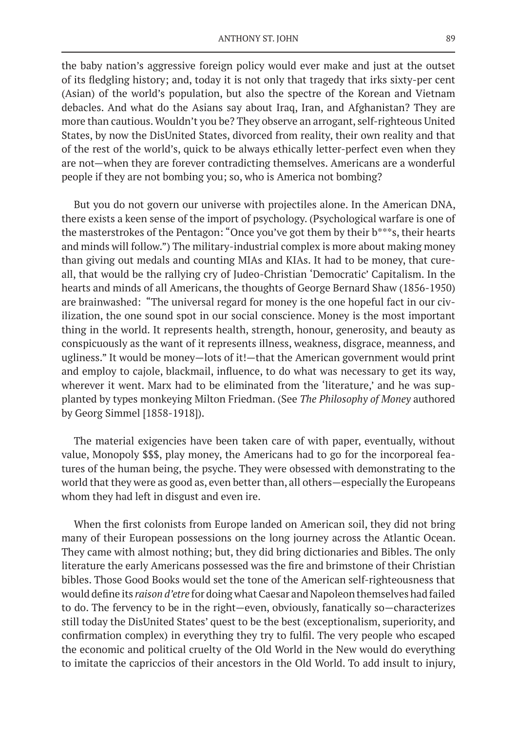the baby nation's aggressive foreign policy would ever make and just at the outset of its fledgling history; and, today it is not only that tragedy that irks sixty-per cent (Asian) of the world's population, but also the spectre of the Korean and Vietnam debacles. And what do the Asians say about Iraq, Iran, and Afghanistan? They are more than cautious. Wouldn't you be? They observe an arrogant, self-righteous United States, by now the DisUnited States, divorced from reality, their own reality and that of the rest of the world's, quick to be always ethically letter-perfect even when they are not—when they are forever contradicting themselves. Americans are a wonderful people if they are not bombing you; so, who is America not bombing?

But you do not govern our universe with projectiles alone. In the American DNA, there exists a keen sense of the import of psychology. (Psychological warfare is one of the masterstrokes of the Pentagon: "Once you've got them by their b***s, their hearts and minds will follow.") The military-industrial complex is more about making money than giving out medals and counting MIAs and KIAs. It had to be money, that cure-all, that would be the rallying cry of Judeo-Christian 'Democratic' Capitalism. In the hearts and minds of all Americans, the thoughts of George Bernard Shaw (1856-1950) are brainwashed: "The universal regard for money is the one hopeful fact in our civilization, the one sound spot in our social conscience. Money is the most important thing in the world. It represents health, strength, honour, generosity, and beauty as conspicuously as the want of it represents illness, weakness, disgrace, meanness, and ugliness." It would be money—lots of it!—that the American government would print and employ to cajole, blackmail, influence, to do what was necessary to get its way, wherever it went. Marx had to be eliminated from the 'literature,' and he was supplanted by types monkeying Milton Friedman. (See *The Philosophy of Money* authored by Georg Simmel [1858-1918]).

The material exigencies have been taken care of with paper, eventually, without value, Monopoly $$$, play money, the Americans had to go for the incorporeal features of the human being, the psyche. They were obsessed with demonstrating to the world that they were as good as, even better than, all others—especially the Europeans whom they had left in disgust and even ire.

When the first colonists from Europe landed on American soil, they did not bring many of their European possessions on the long journey across the Atlantic Ocean. They came with almost nothing; but, they did bring dictionaries and Bibles. The only literature the early Americans possessed was the fire and brimstone of their Christian bibles. Those Good Books would set the tone of the American self-righteousness that would define its *raison d'etre* for doing what Caesar and Napoleon themselves had failed to do. The fervency to be in the right—even, obviously, fanatically so—characterizes still today the DisUnited States' quest to be the best (exceptionalism, superiority, and confirmation complex) in everything they try to fulfil. The very people who escaped the economic and political cruelty of the Old World in the New would do everything to imitate the capriccios of their ancestors in the Old World. To add insult to injury,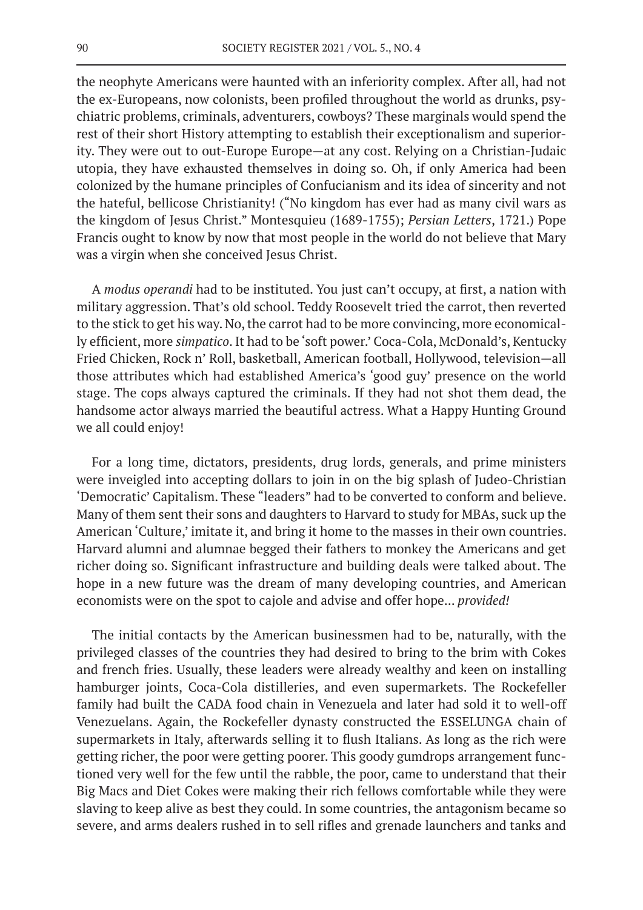the neophyte Americans were haunted with an inferiority complex. After all, had not the ex-Europeans, now colonists, been profiled throughout the world as drunks, psychiatric problems, criminals, adventurers, cowboys? These marginals would spend the rest of their short History attempting to establish their exceptionalism and superiority. They were out to out-Europe Europe—at any cost. Relying on a Christian-Judaic utopia, they have exhausted themselves in doing so. Oh, if only America had been colonized by the humane principles of Confucianism and its idea of sincerity and not the hateful, bellicose Christianity! ("No kingdom has ever had as many civil wars as the kingdom of Jesus Christ." Montesquieu (1689-1755); *Persian Letters*, 1721.) Pope Francis ought to know by now that most people in the world do not believe that Mary was a virgin when she conceived Jesus Christ.

A *modus operandi* had to be instituted. You just can't occupy, at first, a nation with military aggression. That's old school. Teddy Roosevelt tried the carrot, then reverted to the stick to get his way. No, the carrot had to be more convincing, more economically efficient, more *simpatico*. It had to be 'soft power.' Coca-Cola, McDonald's, Kentucky Fried Chicken, Rock n' Roll, basketball, American football, Hollywood, television—all those attributes which had established America's 'good guy' presence on the world stage. The cops always captured the criminals. If they had not shot them dead, the handsome actor always married the beautiful actress. What a Happy Hunting Ground we all could enjoy!

For a long time, dictators, presidents, drug lords, generals, and prime ministers were inveigled into accepting dollars to join in on the big splash of Judeo-Christian 'Democratic' Capitalism. These "leaders" had to be converted to conform and believe. Many of them sent their sons and daughters to Harvard to study for MBAs, suck up the American 'Culture,' imitate it, and bring it home to the masses in their own countries. Harvard alumni and alumnae begged their fathers to monkey the Americans and get richer doing so. Significant infrastructure and building deals were talked about. The hope in a new future was the dream of many developing countries, and American economists were on the spot to cajole and advise and offer hope... *provided!*

The initial contacts by the American businessmen had to be, naturally, with the privileged classes of the countries they had desired to bring to the brim with Cokes and french fries. Usually, these leaders were already wealthy and keen on installing hamburger joints, Coca-Cola distilleries, and even supermarkets. The Rockefeller family had built the CADA food chain in Venezuela and later had sold it to well-off Venezuelans. Again, the Rockefeller dynasty constructed the ESSELUNGA chain of supermarkets in Italy, afterwards selling it to flush Italians. As long as the rich were getting richer, the poor were getting poorer. This goody gumdrops arrangement functioned very well for the few until the rabble, the poor, came to understand that their Big Macs and Diet Cokes were making their rich fellows comfortable while they were slaving to keep alive as best they could. In some countries, the antagonism became so severe, and arms dealers rushed in to sell rifles and grenade launchers and tanks and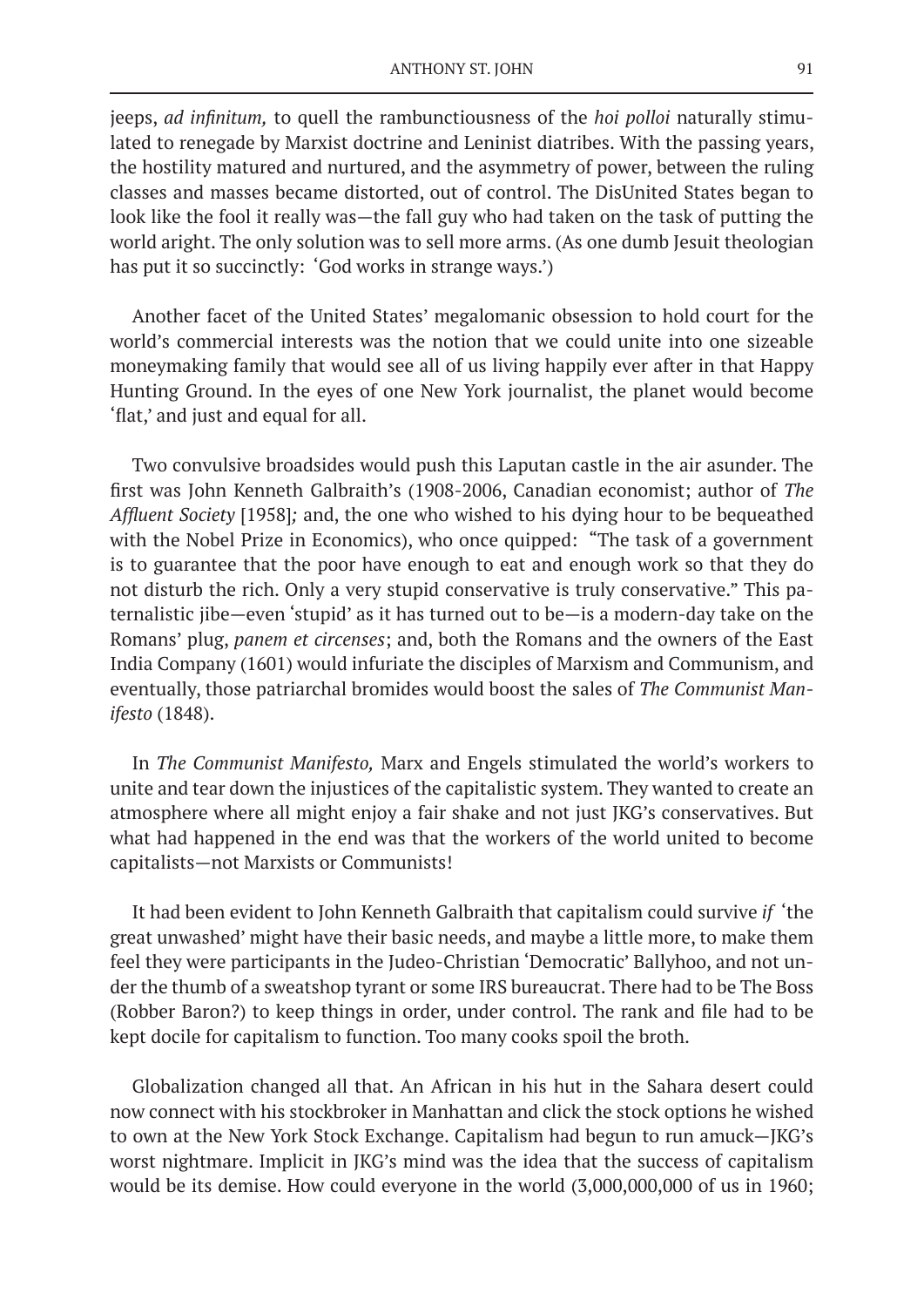jeeps, *ad infinitum,* to quell the rambunctiousness of the *hoi polloi* naturally stimulated to renegade by Marxist doctrine and Leninist diatribes. With the passing years, the hostility matured and nurtured, and the asymmetry of power, between the ruling classes and masses became distorted, out of control. The DisUnited States began to look like the fool it really was—the fall guy who had taken on the task of putting the world aright. The only solution was to sell more arms. (As one dumb Jesuit theologian has put it so succinctly: 'God works in strange ways.')

Another facet of the United States' megalomanic obsession to hold court for the world's commercial interests was the notion that we could unite into one sizeable moneymaking family that would see all of us living happily ever after in that Happy Hunting Ground. In the eyes of one New York journalist, the planet would become 'flat,' and just and equal for all.

Two convulsive broadsides would push this Laputan castle in the air asunder. The first was John Kenneth Galbraith's (1908-2006, Canadian economist; author of *The Affluent Society* [1958]*;* and, the one who wished to his dying hour to be bequeathed with the Nobel Prize in Economics), who once quipped: "The task of a government is to guarantee that the poor have enough to eat and enough work so that they do not disturb the rich. Only a very stupid conservative is truly conservative." This paternalistic jibe—even 'stupid' as it has turned out to be—is a modern-day take on the Romans' plug, *panem et circenses*; and, both the Romans and the owners of the East India Company (1601) would infuriate the disciples of Marxism and Communism, and eventually, those patriarchal bromides would boost the sales of *The Communist Manifesto* (1848).

In *The Communist Manifesto,* Marx and Engels stimulated the world's workers to unite and tear down the injustices of the capitalistic system. They wanted to create an atmosphere where all might enjoy a fair shake and not just JKG's conservatives. But what had happened in the end was that the workers of the world united to become capitalists—not Marxists or Communists!

It had been evident to John Kenneth Galbraith that capitalism could survive *if* 'the great unwashed' might have their basic needs, and maybe a little more, to make them feel they were participants in the Judeo-Christian 'Democratic' Ballyhoo, and not under the thumb of a sweatshop tyrant or some IRS bureaucrat. There had to be The Boss (Robber Baron?) to keep things in order, under control. The rank and file had to be kept docile for capitalism to function. Too many cooks spoil the broth.

Globalization changed all that. An African in his hut in the Sahara desert could now connect with his stockbroker in Manhattan and click the stock options he wished to own at the New York Stock Exchange. Capitalism had begun to run amuck—JKG's worst nightmare. Implicit in JKG's mind was the idea that the success of capitalism would be its demise. How could everyone in the world (3,000,000,000 of us in 1960;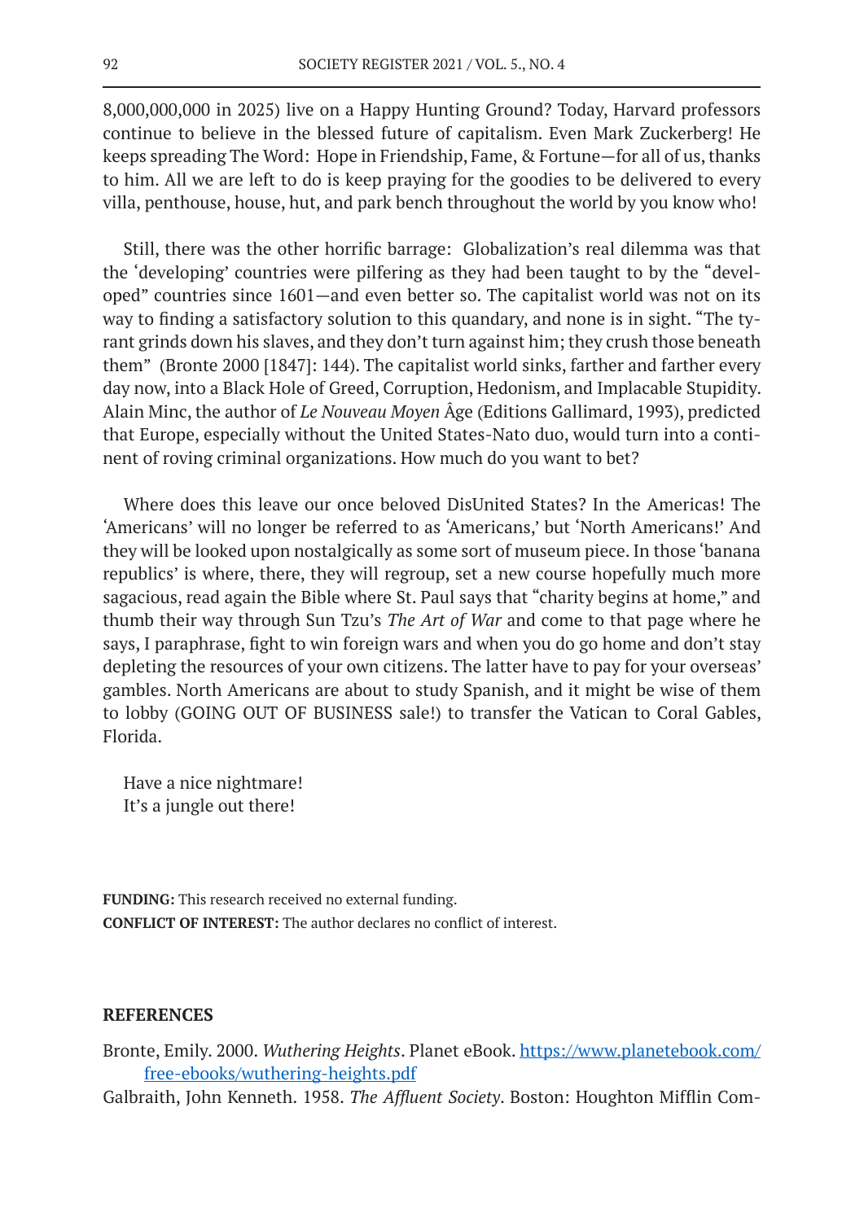8,000,000,000 in 2025) live on a Happy Hunting Ground? Today, Harvard professors continue to believe in the blessed future of capitalism. Even Mark Zuckerberg! He keeps spreading The Word: Hope in Friendship, Fame, & Fortune—for all of us, thanks to him. All we are left to do is keep praying for the goodies to be delivered to every villa, penthouse, house, hut, and park bench throughout the world by you know who!

Still, there was the other horrific barrage: Globalization's real dilemma was that the 'developing' countries were pilfering as they had been taught to by the "developed" countries since 1601—and even better so. The capitalist world was not on its way to finding a satisfactory solution to this quandary, and none is in sight. "The tyrant grinds down his slaves, and they don't turn against him; they crush those beneath them" (Bronte 2000 [1847]: 144). The capitalist world sinks, farther and farther every day now, into a Black Hole of Greed, Corruption, Hedonism, and Implacable Stupidity. Alain Minc, the author of *Le Nouveau Moyen* Âge (Editions Gallimard, 1993), predicted that Europe, especially without the United States-Nato duo, would turn into a continent of roving criminal organizations. How much do you want to bet?

Where does this leave our once beloved DisUnited States? In the Americas! The 'Americans' will no longer be referred to as 'Americans,' but 'North Americans!' And they will be looked upon nostalgically as some sort of museum piece. In those 'banana republics' is where, there, they will regroup, set a new course hopefully much more sagacious, read again the Bible where St. Paul says that "charity begins at home," and thumb their way through Sun Tzu's *The Art of War* and come to that page where he says, I paraphrase, fight to win foreign wars and when you do go home and don't stay depleting the resources of your own citizens. The latter have to pay for your overseas' gambles. North Americans are about to study Spanish, and it might be wise of them to lobby (GOING OUT OF BUSINESS sale!) to transfer the Vatican to Coral Gables, Florida.

Have a nice nightmare!
It's a jungle out there!

**FUNDING:** This research received no external funding.
**CONFLICT OF INTEREST:** The author declares no conflict of interest.

## REFERENCES

Bronte, Emily. 2000. *Wuthering Heights*. Planet eBook. https://www.planetebook.com/free-ebooks/wuthering-heights.pdf

Galbraith, John Kenneth. 1958. *The Affluent Society*. Boston: Houghton Mifflin Com-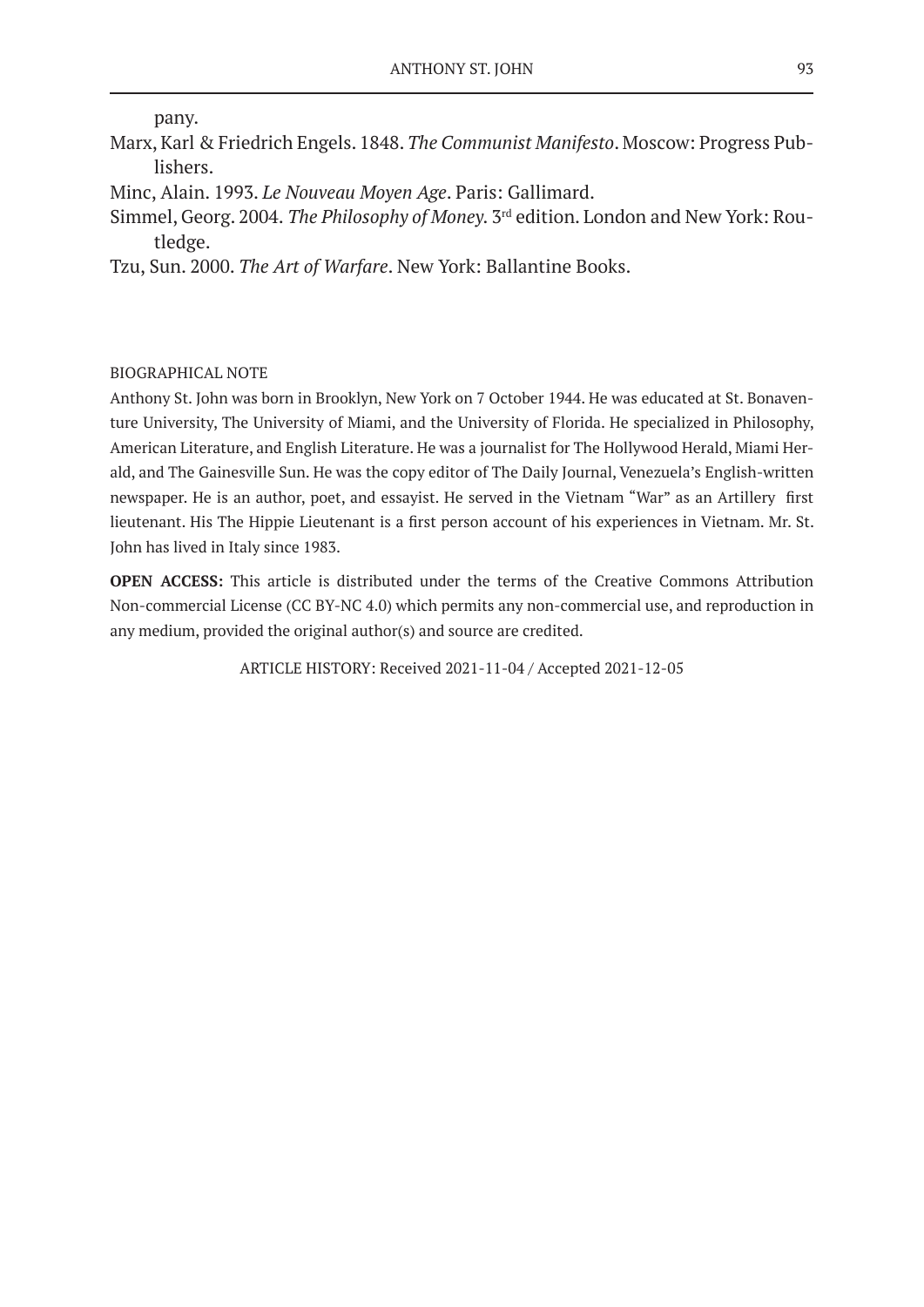pany.

Marx, Karl & Friedrich Engels. 1848. *The Communist Manifesto*. Moscow: Progress Publishers.

Minc, Alain. 1993. *Le Nouveau Moyen Age*. Paris: Gallimard.

Simmel, Georg. 2004. *The Philosophy of Money.* 3rd edition. London and New York: Routledge.

Tzu, Sun. 2000. *The Art of Warfare*. New York: Ballantine Books.

BIOGRAPHICAL NOTE

Anthony St. John was born in Brooklyn, New York on 7 October 1944. He was educated at St. Bonaventure University, The University of Miami, and the University of Florida. He specialized in Philosophy, American Literature, and English Literature. He was a journalist for The Hollywood Herald, Miami Herald, and The Gainesville Sun. He was the copy editor of The Daily Journal, Venezuela's English-written newspaper. He is an author, poet, and essayist. He served in the Vietnam "War" as an Artillery first lieutenant. His The Hippie Lieutenant is a first person account of his experiences in Vietnam. Mr. St. John has lived in Italy since 1983.

**OPEN ACCESS:** This article is distributed under the terms of the Creative Commons Attribution Non-commercial License (CC BY-NC 4.0) which permits any non-commercial use, and reproduction in any medium, provided the original author(s) and source are credited.

ARTICLE HISTORY: Received 2021-11-04 / Accepted 2021-12-05